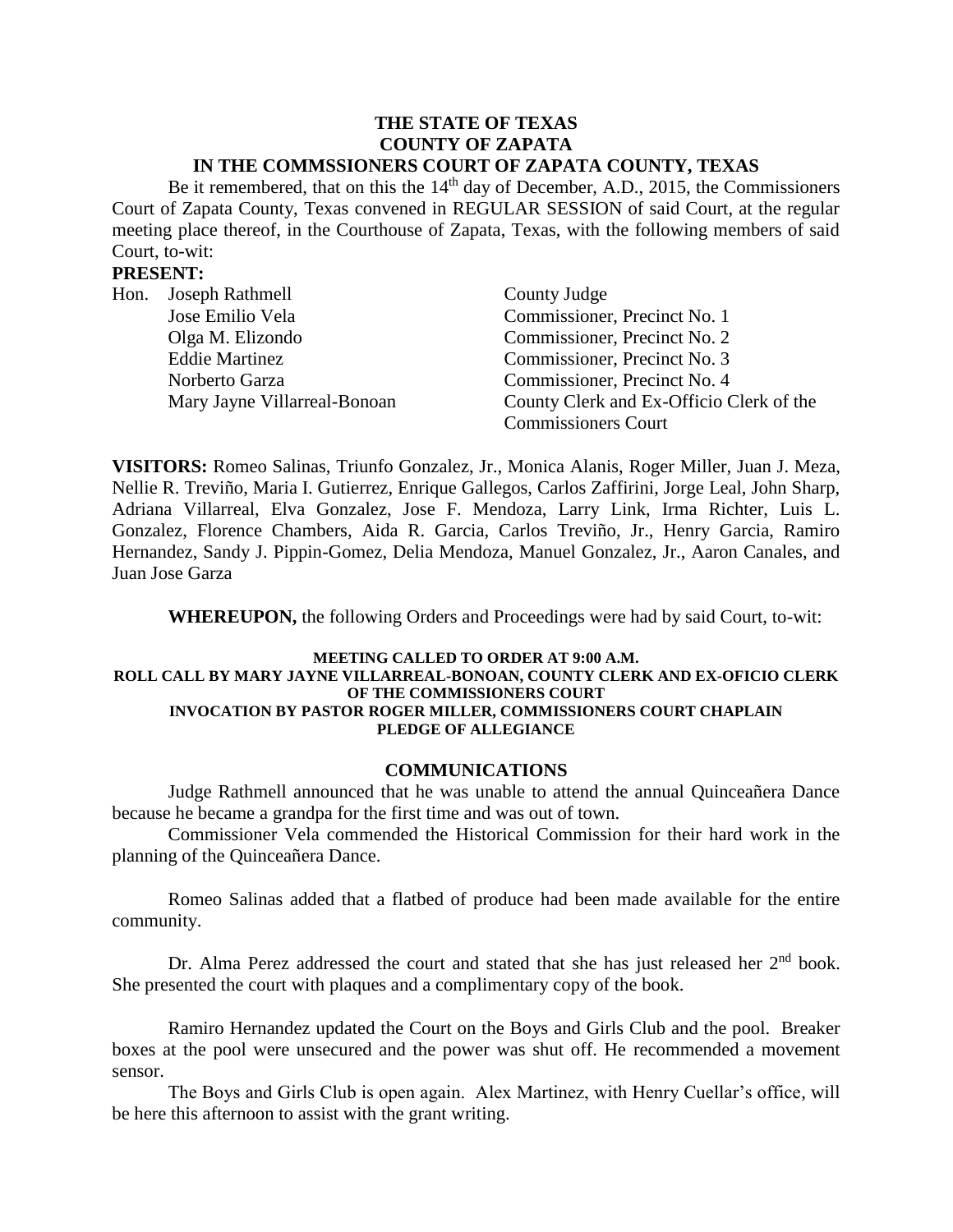**THE STATE OF TEXAS**
**COUNTY OF ZAPATA**
**IN THE COMMSSIONERS COURT OF ZAPATA COUNTY, TEXAS**

Be it remembered, that on this the 14th day of December, A.D., 2015, the Commissioners Court of Zapata County, Texas convened in REGULAR SESSION of said Court, at the regular meeting place thereof, in the Courthouse of Zapata, Texas, with the following members of said Court, to-wit:

**PRESENT:**

| | | |
|---|---|---|
| Hon. | Joseph Rathmell | County Judge |
| | Jose Emilio Vela | Commissioner, Precinct No. 1 |
| | Olga M. Elizondo | Commissioner, Precinct No. 2 |
| | Eddie Martinez | Commissioner, Precinct No. 3 |
| | Norberto Garza | Commissioner, Precinct No. 4 |
| | Mary Jayne Villarreal-Bonoan | County Clerk and Ex-Officio Clerk of the Commissioners Court |

**VISITORS:** Romeo Salinas, Triunfo Gonzalez, Jr., Monica Alanis, Roger Miller, Juan J. Meza, Nellie R. Treviño, Maria I. Gutierrez, Enrique Gallegos, Carlos Zaffirini, Jorge Leal, John Sharp, Adriana Villarreal, Elva Gonzalez, Jose F. Mendoza, Larry Link, Irma Richter, Luis L. Gonzalez, Florence Chambers, Aida R. Garcia, Carlos Treviño, Jr., Henry Garcia, Ramiro Hernandez, Sandy J. Pippin-Gomez, Delia Mendoza, Manuel Gonzalez, Jr., Aaron Canales, and Juan Jose Garza

**WHEREUPON,** the following Orders and Proceedings were had by said Court, to-wit:

**MEETING CALLED TO ORDER AT 9:00 A.M.**
**ROLL CALL BY MARY JAYNE VILLARREAL-BONOAN, COUNTY CLERK AND EX-OFICIO CLERK OF THE COMMISSIONERS COURT**
**INVOCATION BY PASTOR ROGER MILLER, COMMISSIONERS COURT CHAPLAIN**
**PLEDGE OF ALLEGIANCE**

## COMMUNICATIONS

Judge Rathmell announced that he was unable to attend the annual Quinceañera Dance because he became a grandpa for the first time and was out of town.

Commissioner Vela commended the Historical Commission for their hard work in the planning of the Quinceañera Dance.

Romeo Salinas added that a flatbed of produce had been made available for the entire community.

Dr. Alma Perez addressed the court and stated that she has just released her 2nd book. She presented the court with plaques and a complimentary copy of the book.

Ramiro Hernandez updated the Court on the Boys and Girls Club and the pool. Breaker boxes at the pool were unsecured and the power was shut off. He recommended a movement sensor.

The Boys and Girls Club is open again. Alex Martinez, with Henry Cuellar's office, will be here this afternoon to assist with the grant writing.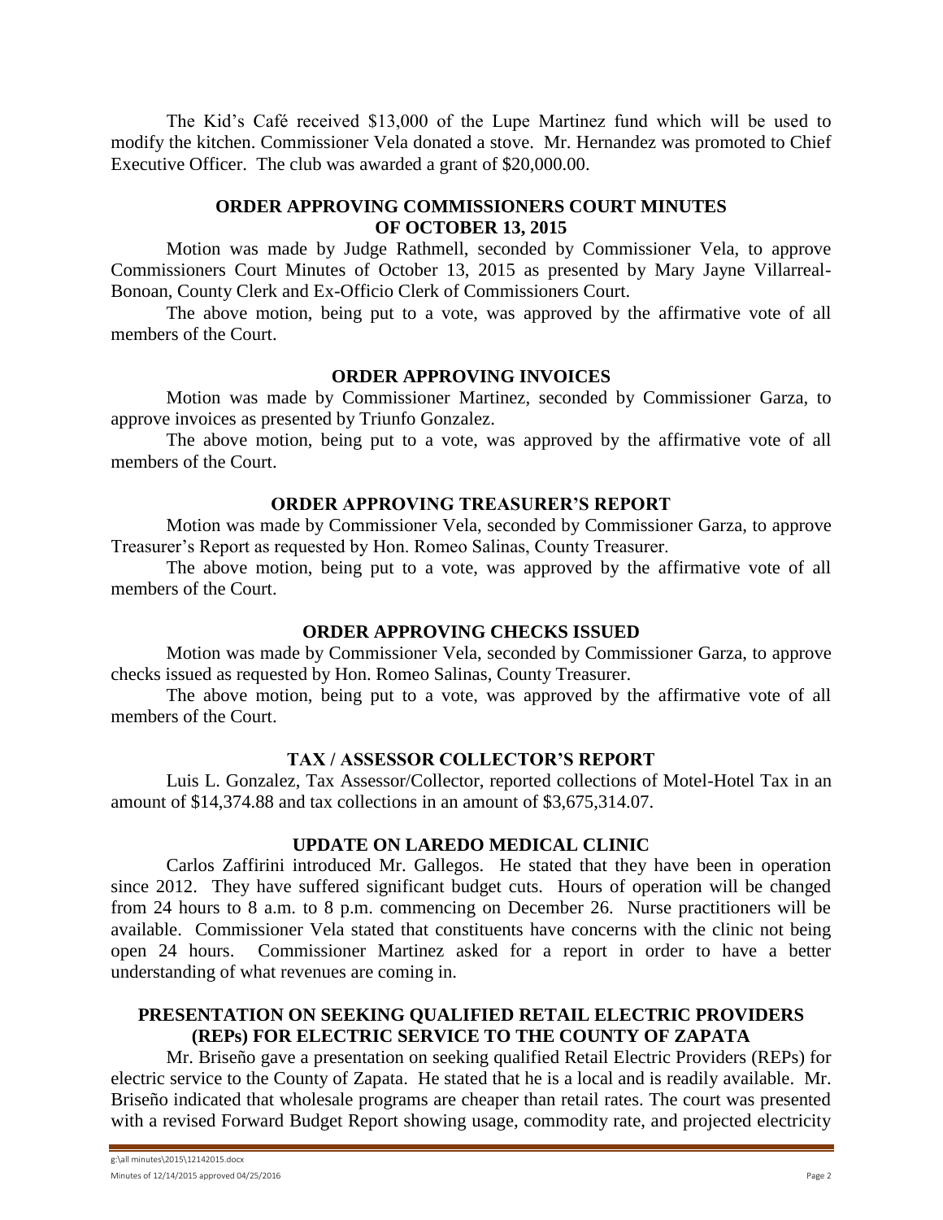The Kid's Café received $13,000 of the Lupe Martinez fund which will be used to modify the kitchen. Commissioner Vela donated a stove. Mr. Hernandez was promoted to Chief Executive Officer. The club was awarded a grant of $20,000.00.

## ORDER APPROVING COMMISSIONERS COURT MINUTES OF OCTOBER 13, 2015

Motion was made by Judge Rathmell, seconded by Commissioner Vela, to approve Commissioners Court Minutes of October 13, 2015 as presented by Mary Jayne Villarreal-Bonoan, County Clerk and Ex-Officio Clerk of Commissioners Court.

The above motion, being put to a vote, was approved by the affirmative vote of all members of the Court.

## ORDER APPROVING INVOICES

Motion was made by Commissioner Martinez, seconded by Commissioner Garza, to approve invoices as presented by Triunfo Gonzalez.

The above motion, being put to a vote, was approved by the affirmative vote of all members of the Court.

## ORDER APPROVING TREASURER'S REPORT

Motion was made by Commissioner Vela, seconded by Commissioner Garza, to approve Treasurer's Report as requested by Hon. Romeo Salinas, County Treasurer.

The above motion, being put to a vote, was approved by the affirmative vote of all members of the Court.

## ORDER APPROVING CHECKS ISSUED

Motion was made by Commissioner Vela, seconded by Commissioner Garza, to approve checks issued as requested by Hon. Romeo Salinas, County Treasurer.

The above motion, being put to a vote, was approved by the affirmative vote of all members of the Court.

## TAX / ASSESSOR COLLECTOR'S REPORT

Luis L. Gonzalez, Tax Assessor/Collector, reported collections of Motel-Hotel Tax in an amount of $14,374.88 and tax collections in an amount of $3,675,314.07.

## UPDATE ON LAREDO MEDICAL CLINIC

Carlos Zaffirini introduced Mr. Gallegos. He stated that they have been in operation since 2012. They have suffered significant budget cuts. Hours of operation will be changed from 24 hours to 8 a.m. to 8 p.m. commencing on December 26. Nurse practitioners will be available. Commissioner Vela stated that constituents have concerns with the clinic not being open 24 hours. Commissioner Martinez asked for a report in order to have a better understanding of what revenues are coming in.

## PRESENTATION ON SEEKING QUALIFIED RETAIL ELECTRIC PROVIDERS (REPs) FOR ELECTRIC SERVICE TO THE COUNTY OF ZAPATA

Mr. Briseño gave a presentation on seeking qualified Retail Electric Providers (REPs) for electric service to the County of Zapata. He stated that he is a local and is readily available. Mr. Briseño indicated that wholesale programs are cheaper than retail rates. The court was presented with a revised Forward Budget Report showing usage, commodity rate, and projected electricity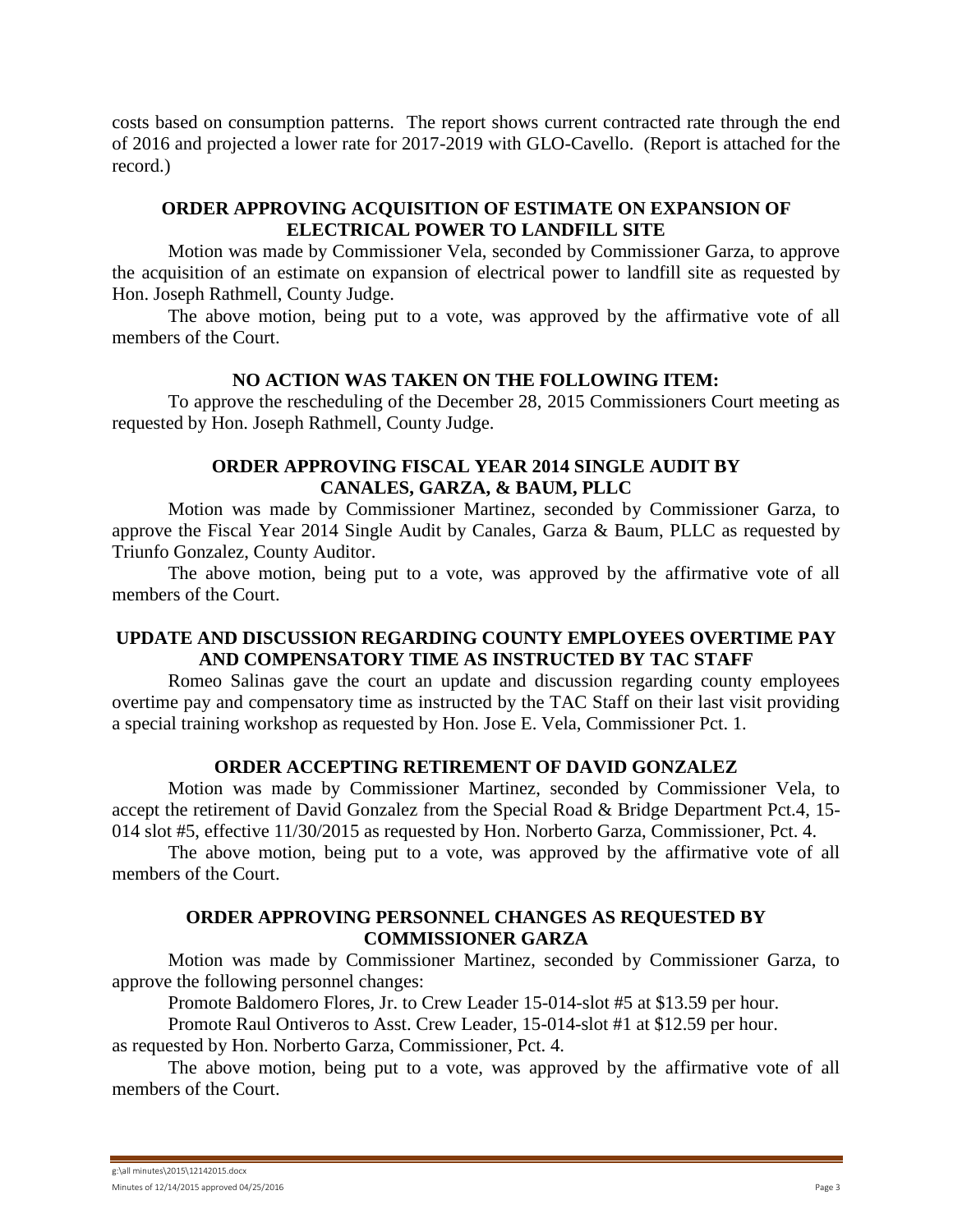costs based on consumption patterns. The report shows current contracted rate through the end of 2016 and projected a lower rate for 2017-2019 with GLO-Cavello. (Report is attached for the record.)

## ORDER APPROVING ACQUISITION OF ESTIMATE ON EXPANSION OF ELECTRICAL POWER TO LANDFILL SITE

Motion was made by Commissioner Vela, seconded by Commissioner Garza, to approve the acquisition of an estimate on expansion of electrical power to landfill site as requested by Hon. Joseph Rathmell, County Judge.

The above motion, being put to a vote, was approved by the affirmative vote of all members of the Court.

## NO ACTION WAS TAKEN ON THE FOLLOWING ITEM:

To approve the rescheduling of the December 28, 2015 Commissioners Court meeting as requested by Hon. Joseph Rathmell, County Judge.

## ORDER APPROVING FISCAL YEAR 2014 SINGLE AUDIT BY CANALES, GARZA, & BAUM, PLLC

Motion was made by Commissioner Martinez, seconded by Commissioner Garza, to approve the Fiscal Year 2014 Single Audit by Canales, Garza & Baum, PLLC as requested by Triunfo Gonzalez, County Auditor.

The above motion, being put to a vote, was approved by the affirmative vote of all members of the Court.

## UPDATE AND DISCUSSION REGARDING COUNTY EMPLOYEES OVERTIME PAY AND COMPENSATORY TIME AS INSTRUCTED BY TAC STAFF

Romeo Salinas gave the court an update and discussion regarding county employees overtime pay and compensatory time as instructed by the TAC Staff on their last visit providing a special training workshop as requested by Hon. Jose E. Vela, Commissioner Pct. 1.

## ORDER ACCEPTING RETIREMENT OF DAVID GONZALEZ

Motion was made by Commissioner Martinez, seconded by Commissioner Vela, to accept the retirement of David Gonzalez from the Special Road & Bridge Department Pct.4, 15-014 slot #5, effective 11/30/2015 as requested by Hon. Norberto Garza, Commissioner, Pct. 4.

The above motion, being put to a vote, was approved by the affirmative vote of all members of the Court.

## ORDER APPROVING PERSONNEL CHANGES AS REQUESTED BY COMMISSIONER GARZA

Motion was made by Commissioner Martinez, seconded by Commissioner Garza, to approve the following personnel changes:

Promote Baldomero Flores, Jr. to Crew Leader 15-014-slot #5 at $13.59 per hour.

Promote Raul Ontiveros to Asst. Crew Leader, 15-014-slot #1 at $12.59 per hour.

as requested by Hon. Norberto Garza, Commissioner, Pct. 4.

The above motion, being put to a vote, was approved by the affirmative vote of all members of the Court.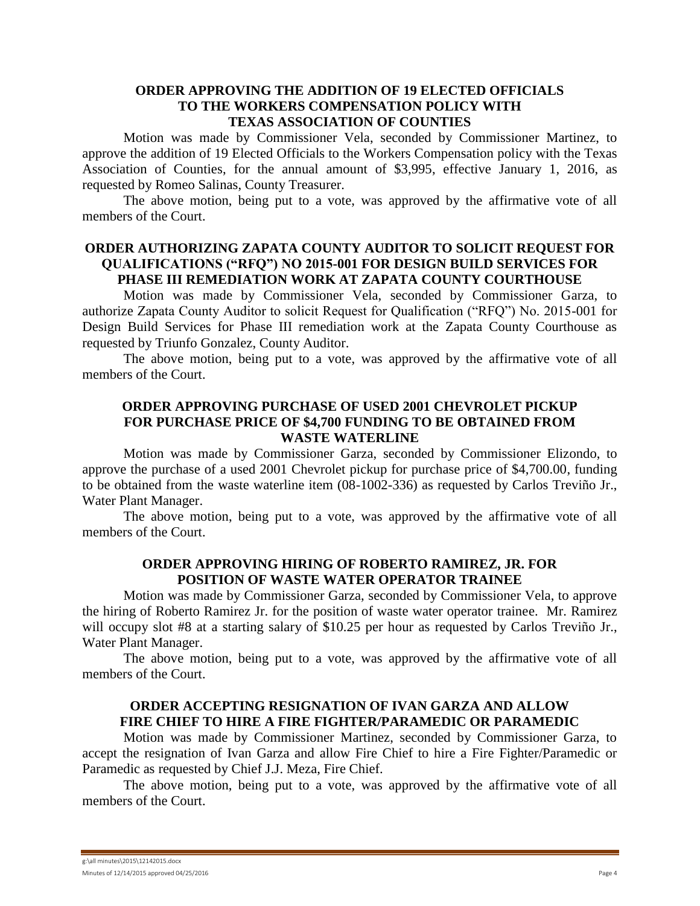### ORDER APPROVING THE ADDITION OF 19 ELECTED OFFICIALS TO THE WORKERS COMPENSATION POLICY WITH TEXAS ASSOCIATION OF COUNTIES

Motion was made by Commissioner Vela, seconded by Commissioner Martinez, to approve the addition of 19 Elected Officials to the Workers Compensation policy with the Texas Association of Counties, for the annual amount of $3,995, effective January 1, 2016, as requested by Romeo Salinas, County Treasurer.

The above motion, being put to a vote, was approved by the affirmative vote of all members of the Court.

### ORDER AUTHORIZING ZAPATA COUNTY AUDITOR TO SOLICIT REQUEST FOR QUALIFICATIONS ("RFQ") NO 2015-001 FOR DESIGN BUILD SERVICES FOR PHASE III REMEDIATION WORK AT ZAPATA COUNTY COURTHOUSE

Motion was made by Commissioner Vela, seconded by Commissioner Garza, to authorize Zapata County Auditor to solicit Request for Qualification ("RFQ") No. 2015-001 for Design Build Services for Phase III remediation work at the Zapata County Courthouse as requested by Triunfo Gonzalez, County Auditor.

The above motion, being put to a vote, was approved by the affirmative vote of all members of the Court.

### ORDER APPROVING PURCHASE OF USED 2001 CHEVROLET PICKUP FOR PURCHASE PRICE OF $4,700 FUNDING TO BE OBTAINED FROM WASTE WATERLINE

Motion was made by Commissioner Garza, seconded by Commissioner Elizondo, to approve the purchase of a used 2001 Chevrolet pickup for purchase price of $4,700.00, funding to be obtained from the waste waterline item (08-1002-336) as requested by Carlos Treviño Jr., Water Plant Manager.

The above motion, being put to a vote, was approved by the affirmative vote of all members of the Court.

### ORDER APPROVING HIRING OF ROBERTO RAMIREZ, JR. FOR POSITION OF WASTE WATER OPERATOR TRAINEE

Motion was made by Commissioner Garza, seconded by Commissioner Vela, to approve the hiring of Roberto Ramirez Jr. for the position of waste water operator trainee. Mr. Ramirez will occupy slot #8 at a starting salary of $10.25 per hour as requested by Carlos Treviño Jr., Water Plant Manager.

The above motion, being put to a vote, was approved by the affirmative vote of all members of the Court.

### ORDER ACCEPTING RESIGNATION OF IVAN GARZA AND ALLOW FIRE CHIEF TO HIRE A FIRE FIGHTER/PARAMEDIC OR PARAMEDIC

Motion was made by Commissioner Martinez, seconded by Commissioner Garza, to accept the resignation of Ivan Garza and allow Fire Chief to hire a Fire Fighter/Paramedic or Paramedic as requested by Chief J.J. Meza, Fire Chief.

The above motion, being put to a vote, was approved by the affirmative vote of all members of the Court.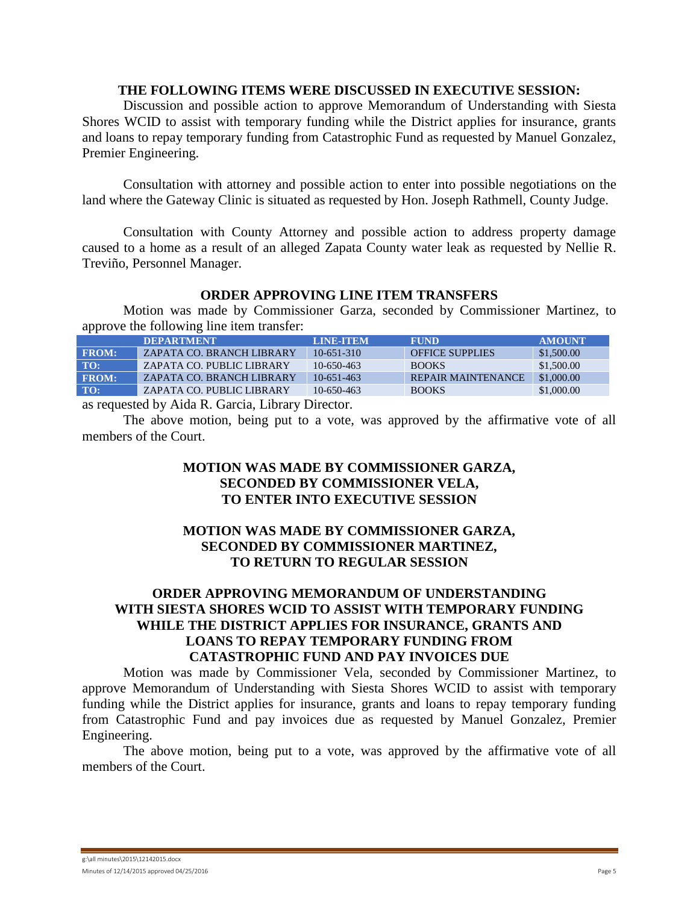**THE FOLLOWING ITEMS WERE DISCUSSED IN EXECUTIVE SESSION:**

Discussion and possible action to approve Memorandum of Understanding with Siesta Shores WCID to assist with temporary funding while the District applies for insurance, grants and loans to repay temporary funding from Catastrophic Fund as requested by Manuel Gonzalez, Premier Engineering.

Consultation with attorney and possible action to enter into possible negotiations on the land where the Gateway Clinic is situated as requested by Hon. Joseph Rathmell, County Judge.

Consultation with County Attorney and possible action to address property damage caused to a home as a result of an alleged Zapata County water leak as requested by Nellie R. Treviño, Personnel Manager.

**ORDER APPROVING LINE ITEM TRANSFERS**

Motion was made by Commissioner Garza, seconded by Commissioner Martinez, to approve the following line item transfer:

| | DEPARTMENT | LINE-ITEM | FUND | AMOUNT |
|---|---|---|---|---|
| FROM: | ZAPATA CO. BRANCH LIBRARY | 10-651-310 | OFFICE SUPPLIES | $1,500.00 |
| TO: | ZAPATA CO. PUBLIC LIBRARY | 10-650-463 | BOOKS | $1,500.00 |
| FROM: | ZAPATA CO. BRANCH LIBRARY | 10-651-463 | REPAIR MAINTENANCE | $1,000.00 |
| TO: | ZAPATA CO. PUBLIC LIBRARY | 10-650-463 | BOOKS | $1,000.00 |

as requested by Aida R. Garcia, Library Director.

The above motion, being put to a vote, was approved by the affirmative vote of all members of the Court.

**MOTION WAS MADE BY COMMISSIONER GARZA, SECONDED BY COMMISSIONER VELA, TO ENTER INTO EXECUTIVE SESSION**

**MOTION WAS MADE BY COMMISSIONER GARZA, SECONDED BY COMMISSIONER MARTINEZ, TO RETURN TO REGULAR SESSION**

**ORDER APPROVING MEMORANDUM OF UNDERSTANDING WITH SIESTA SHORES WCID TO ASSIST WITH TEMPORARY FUNDING WHILE THE DISTRICT APPLIES FOR INSURANCE, GRANTS AND LOANS TO REPAY TEMPORARY FUNDING FROM CATASTROPHIC FUND AND PAY INVOICES DUE**

Motion was made by Commissioner Vela, seconded by Commissioner Martinez, to approve Memorandum of Understanding with Siesta Shores WCID to assist with temporary funding while the District applies for insurance, grants and loans to repay temporary funding from Catastrophic Fund and pay invoices due as requested by Manuel Gonzalez, Premier Engineering.

The above motion, being put to a vote, was approved by the affirmative vote of all members of the Court.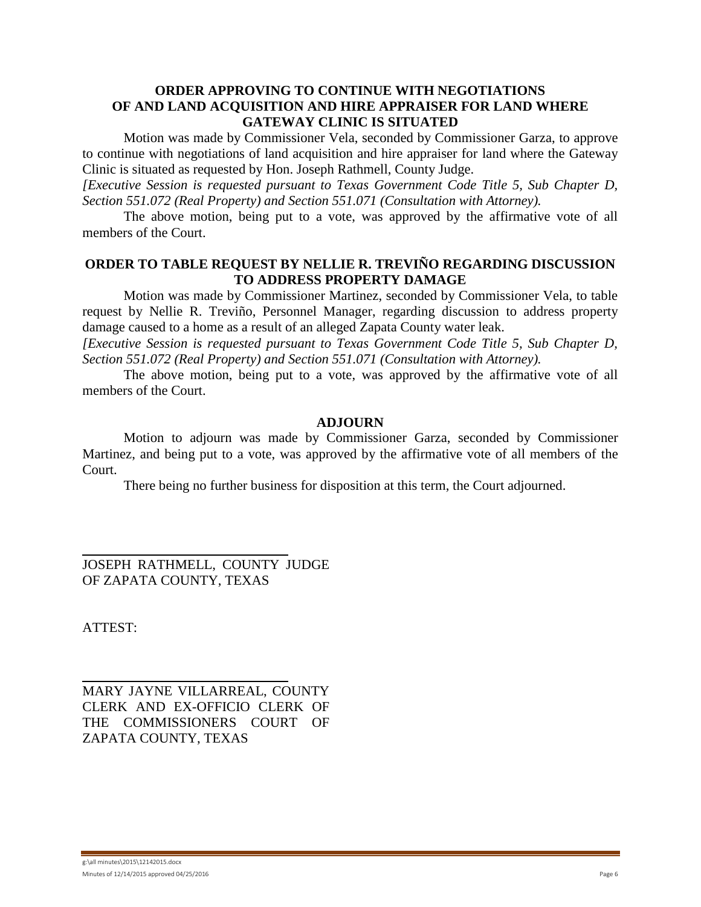**ORDER APPROVING TO CONTINUE WITH NEGOTIATIONS OF AND LAND ACQUISITION AND HIRE APPRAISER FOR LAND WHERE GATEWAY CLINIC IS SITUATED**

Motion was made by Commissioner Vela, seconded by Commissioner Garza, to approve to continue with negotiations of land acquisition and hire appraiser for land where the Gateway Clinic is situated as requested by Hon. Joseph Rathmell, County Judge.

*[Executive Session is requested pursuant to Texas Government Code Title 5, Sub Chapter D, Section 551.072 (Real Property) and Section 551.071 (Consultation with Attorney).*

The above motion, being put to a vote, was approved by the affirmative vote of all members of the Court.

**ORDER TO TABLE REQUEST BY NELLIE R. TREVIÑO REGARDING DISCUSSION TO ADDRESS PROPERTY DAMAGE**

Motion was made by Commissioner Martinez, seconded by Commissioner Vela, to table request by Nellie R. Treviño, Personnel Manager, regarding discussion to address property damage caused to a home as a result of an alleged Zapata County water leak.

*[Executive Session is requested pursuant to Texas Government Code Title 5, Sub Chapter D, Section 551.072 (Real Property) and Section 551.071 (Consultation with Attorney).*

The above motion, being put to a vote, was approved by the affirmative vote of all members of the Court.

**ADJOURN**

Motion to adjourn was made by Commissioner Garza, seconded by Commissioner Martinez, and being put to a vote, was approved by the affirmative vote of all members of the Court.

There being no further business for disposition at this term, the Court adjourned.

JOSEPH RATHMELL, COUNTY JUDGE
OF ZAPATA COUNTY, TEXAS

ATTEST:

MARY JAYNE VILLARREAL, COUNTY CLERK AND EX-OFFICIO CLERK OF THE COMMISSIONERS COURT OF ZAPATA COUNTY, TEXAS

g:\all minutes\2015\12142015.docx
Minutes of 12/14/2015 approved 04/25/2016